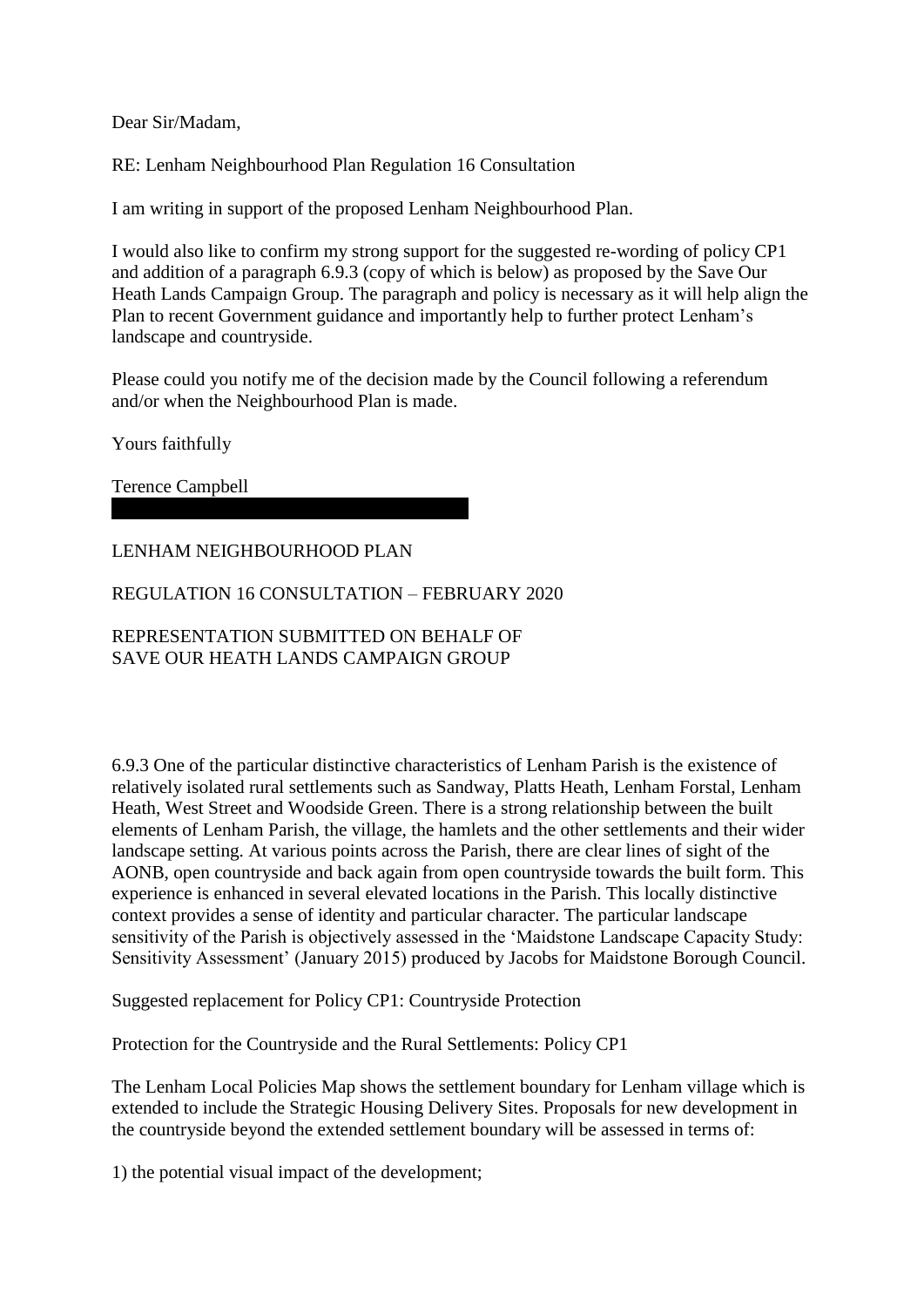Dear Sir/Madam,

RE: Lenham Neighbourhood Plan Regulation 16 Consultation

I am writing in support of the proposed Lenham Neighbourhood Plan.

I would also like to confirm my strong support for the suggested re-wording of policy CP1 and addition of a paragraph 6.9.3 (copy of which is below) as proposed by the Save Our Heath Lands Campaign Group. The paragraph and policy is necessary as it will help align the Plan to recent Government guidance and importantly help to further protect Lenham's landscape and countryside.

Please could you notify me of the decision made by the Council following a referendum and/or when the Neighbourhood Plan is made.

Yours faithfully

Terence Campbell

LENHAM NEIGHBOURHOOD PLAN

REGULATION 16 CONSULTATION – FEBRUARY 2020

REPRESENTATION SUBMITTED ON BEHALF OF
SAVE OUR HEATH LANDS CAMPAIGN GROUP

6.9.3 One of the particular distinctive characteristics of Lenham Parish is the existence of relatively isolated rural settlements such as Sandway, Platts Heath, Lenham Forstal, Lenham Heath, West Street and Woodside Green. There is a strong relationship between the built elements of Lenham Parish, the village, the hamlets and the other settlements and their wider landscape setting. At various points across the Parish, there are clear lines of sight of the AONB, open countryside and back again from open countryside towards the built form. This experience is enhanced in several elevated locations in the Parish. This locally distinctive context provides a sense of identity and particular character. The particular landscape sensitivity of the Parish is objectively assessed in the 'Maidstone Landscape Capacity Study: Sensitivity Assessment' (January 2015) produced by Jacobs for Maidstone Borough Council.

Suggested replacement for Policy CP1: Countryside Protection

Protection for the Countryside and the Rural Settlements: Policy CP1

The Lenham Local Policies Map shows the settlement boundary for Lenham village which is extended to include the Strategic Housing Delivery Sites. Proposals for new development in the countryside beyond the extended settlement boundary will be assessed in terms of:

1) the potential visual impact of the development;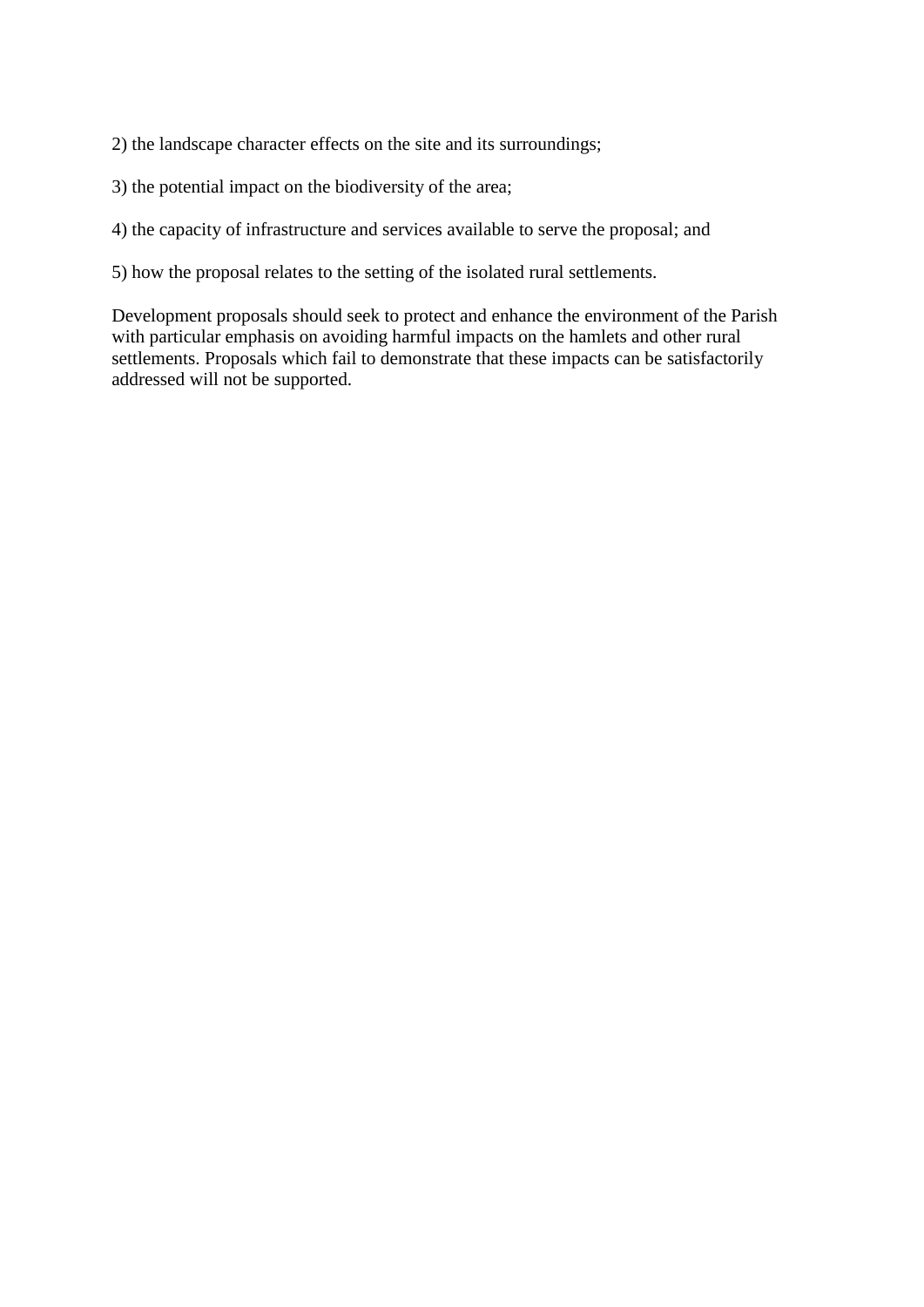2) the landscape character effects on the site and its surroundings;

3) the potential impact on the biodiversity of the area;

4) the capacity of infrastructure and services available to serve the proposal; and

5) how the proposal relates to the setting of the isolated rural settlements.

Development proposals should seek to protect and enhance the environment of the Parish with particular emphasis on avoiding harmful impacts on the hamlets and other rural settlements. Proposals which fail to demonstrate that these impacts can be satisfactorily addressed will not be supported.